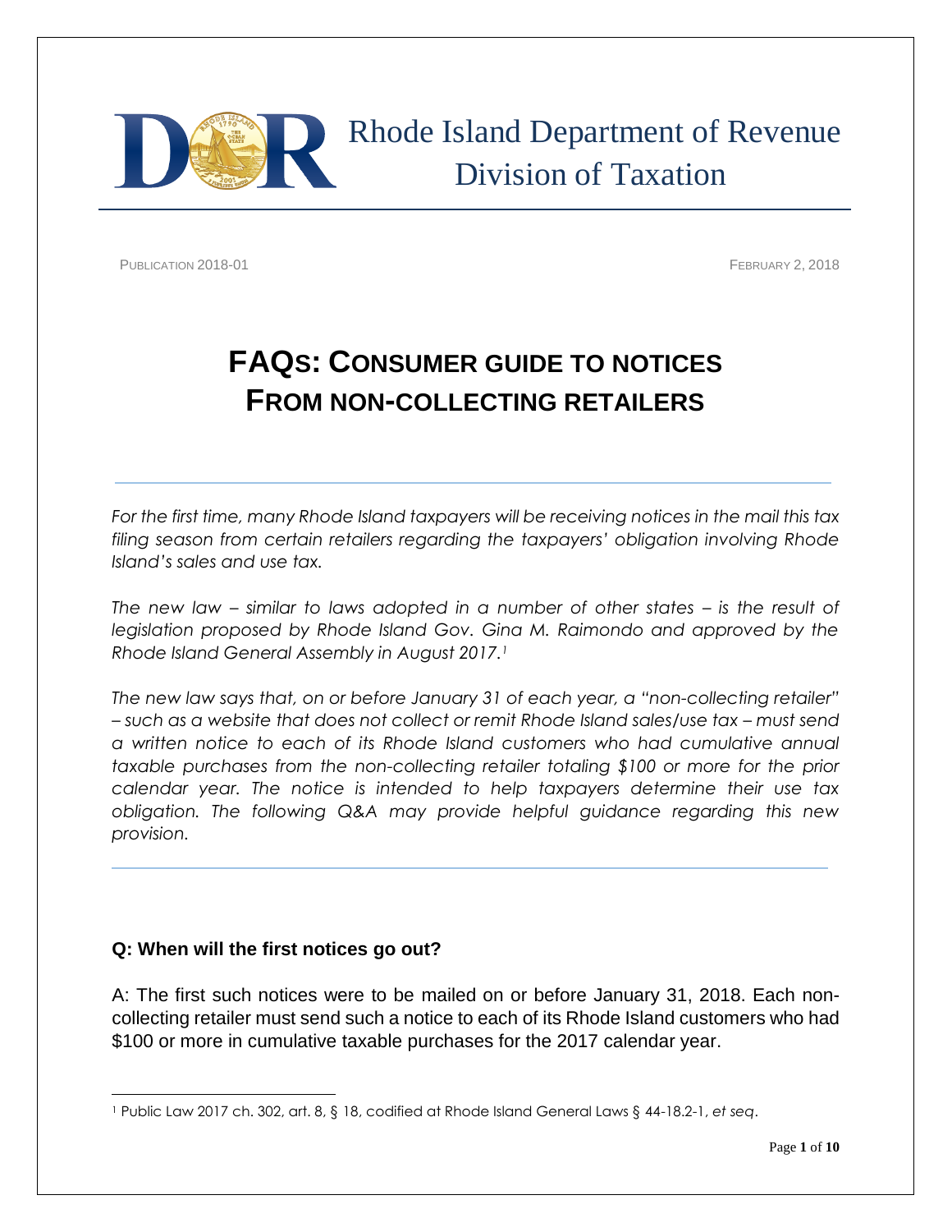# Rhode Island Department of Revenue Division of Taxation

PUBLICATION 2018-01 FEBRUARY 2, 2018

## FAQs: CONSUMER GUIDE TO NOTICES FROM NON-COLLECTING RETAILERS

*For the first time, many Rhode Island taxpayers will be receiving notices in the mail this tax filing season from certain retailers regarding the taxpayers' obligation involving Rhode Island's sales and use tax.*

*The new law – similar to laws adopted in a number of other states – is the result of legislation proposed by Rhode Island Gov. Gina M. Raimondo and approved by the Rhode Island General Assembly in August 2017.*[1]

*The new law says that, on or before January 31 of each year, a "non-collecting retailer" – such as a website that does not collect or remit Rhode Island sales/use tax – must send a written notice to each of its Rhode Island customers who had cumulative annual taxable purchases from the non-collecting retailer totaling $100 or more for the prior calendar year. The notice is intended to help taxpayers determine their use tax obligation. The following Q&A may provide helpful guidance regarding this new provision.*

### Q: When will the first notices go out?

A: The first such notices were to be mailed on or before January 31, 2018. Each non-collecting retailer must send such a notice to each of its Rhode Island customers who had $100 or more in cumulative taxable purchases for the 2017 calendar year.

[1] Public Law 2017 ch. 302, art. 8, § 18, codified at Rhode Island General Laws § 44-18.2-1, *et seq*.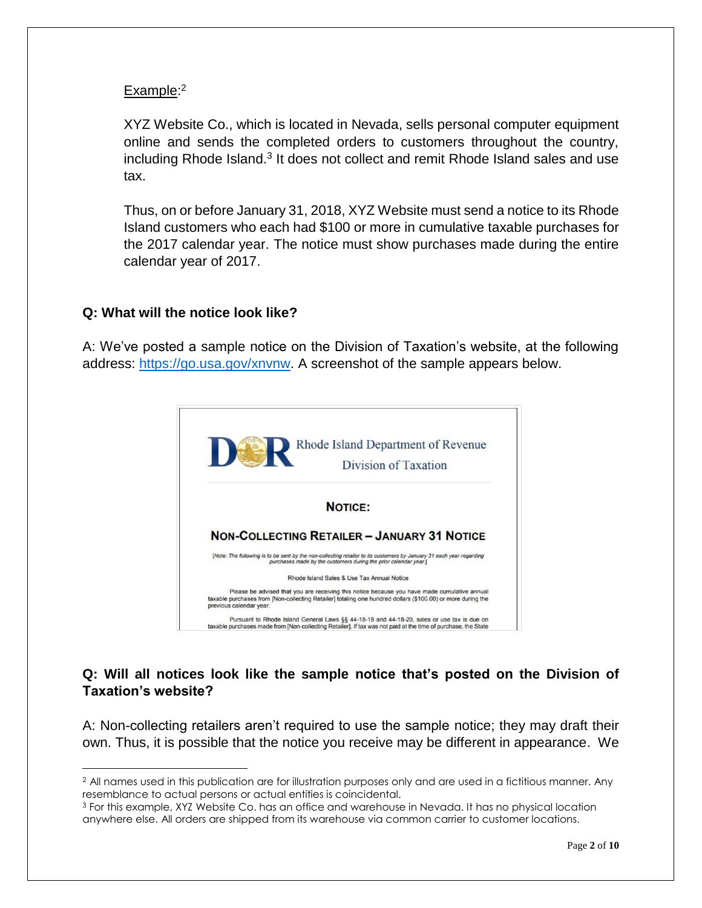Example:[2]

XYZ Website Co., which is located in Nevada, sells personal computer equipment online and sends the completed orders to customers throughout the country, including Rhode Island.[3] It does not collect and remit Rhode Island sales and use tax.

Thus, on or before January 31, 2018, XYZ Website must send a notice to its Rhode Island customers who each had $100 or more in cumulative taxable purchases for the 2017 calendar year. The notice must show purchases made during the entire calendar year of 2017.

**Q: What will the notice look like?**

A: We've posted a sample notice on the Division of Taxation's website, at the following address: https://go.usa.gov/xnvnw. A screenshot of the sample appears below.

Rhode Island Department of Revenue
Division of Taxation

**NOTICE:**

**NON-COLLECTING RETAILER – JANUARY 31 NOTICE**

*[Note: The following is to be sent by the non-collecting retailer to its customers by January 31 each year regarding purchases made by the customers during the prior calendar year.]*

Rhode Island Sales & Use Tax Annual Notice

Please be advised that you are receiving this notice because you have made cumulative annual taxable purchases from [Non-collecting Retailer] totaling one hundred dollars ($100.00) or more during the previous calendar year.

Pursuant to Rhode Island General Laws §§ 44-18-18 and 44-18-20, sales or use tax is due on taxable purchases made from [Non-collecting Retailer]. If tax was not paid at the time of purchase, the State

**Q: Will all notices look like the sample notice that's posted on the Division of Taxation's website?**

A: Non-collecting retailers aren't required to use the sample notice; they may draft their own. Thus, it is possible that the notice you receive may be different in appearance. We

---

[2] All names used in this publication are for illustration purposes only and are used in a fictitious manner. Any resemblance to actual persons or actual entities is coincidental.

[3] For this example, XYZ Website Co. has an office and warehouse in Nevada. It has no physical location anywhere else. All orders are shipped from its warehouse via common carrier to customer locations.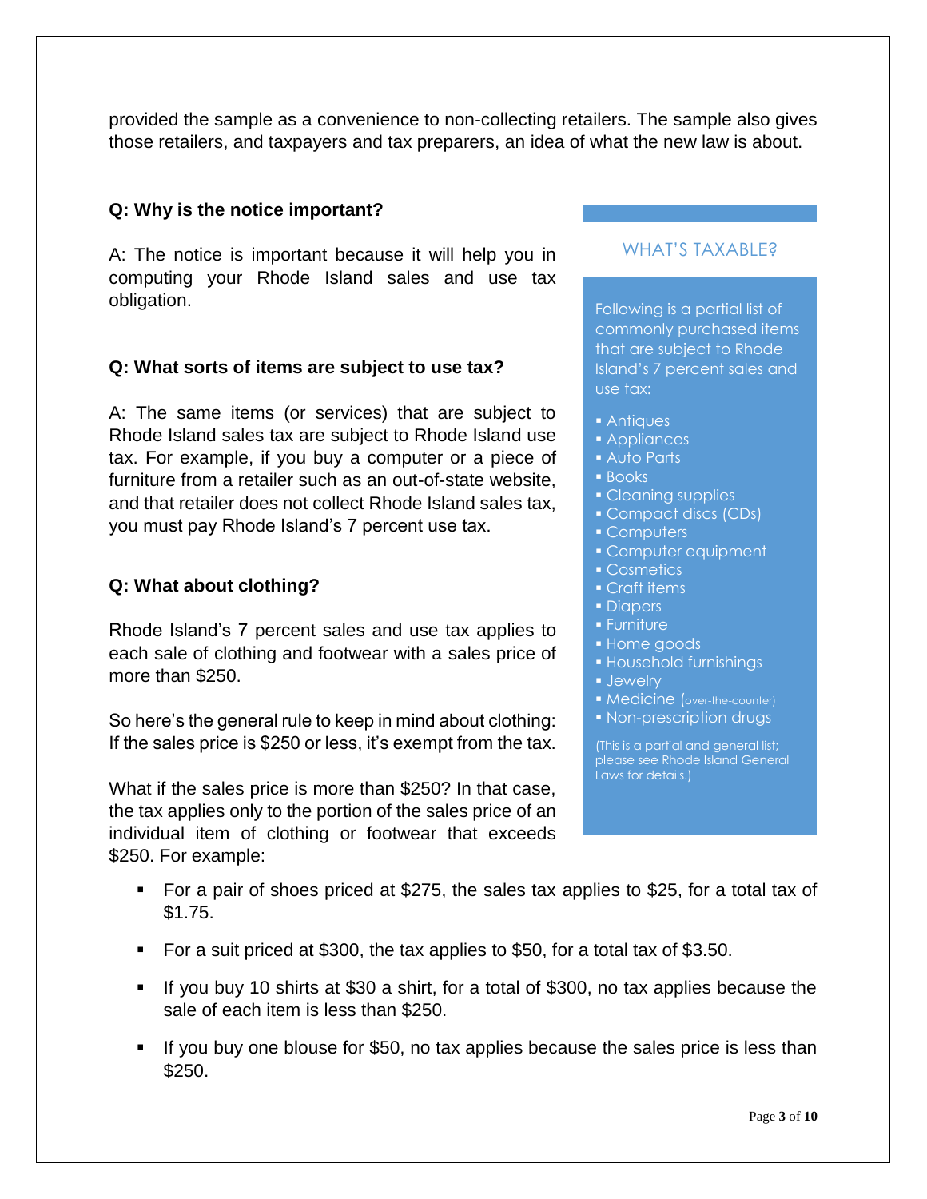provided the sample as a convenience to non-collecting retailers. The sample also gives those retailers, and taxpayers and tax preparers, an idea of what the new law is about.

**Q: Why is the notice important?**

A: The notice is important because it will help you in computing your Rhode Island sales and use tax obligation.

**Q: What sorts of items are subject to use tax?**

A: The same items (or services) that are subject to Rhode Island sales tax are subject to Rhode Island use tax. For example, if you buy a computer or a piece of furniture from a retailer such as an out-of-state website, and that retailer does not collect Rhode Island sales tax, you must pay Rhode Island's 7 percent use tax.

**Q: What about clothing?**

Rhode Island's 7 percent sales and use tax applies to each sale of clothing and footwear with a sales price of more than $250.

So here's the general rule to keep in mind about clothing: If the sales price is $250 or less, it's exempt from the tax.

What if the sales price is more than $250? In that case, the tax applies only to the portion of the sales price of an individual item of clothing or footwear that exceeds $250. For example:

- For a pair of shoes priced at $275, the sales tax applies to $25, for a total tax of $1.75.
- For a suit priced at $300, the tax applies to $50, for a total tax of $3.50.
- If you buy 10 shirts at $30 a shirt, for a total of $300, no tax applies because the sale of each item is less than $250.
- If you buy one blouse for $50, no tax applies because the sales price is less than $250.

### WHAT'S TAXABLE?

Following is a partial list of commonly purchased items that are subject to Rhode Island's 7 percent sales and use tax:

- Antiques
- Appliances
- Auto Parts
- Books
- Cleaning supplies
- Compact discs (CDs)
- Computers
- Computer equipment
- Cosmetics
- Craft items
- Diapers
- Furniture
- Home goods
- Household furnishings
- Jewelry
- Medicine (over-the-counter)
- Non-prescription drugs

(This is a partial and general list; please see Rhode Island General Laws for details.)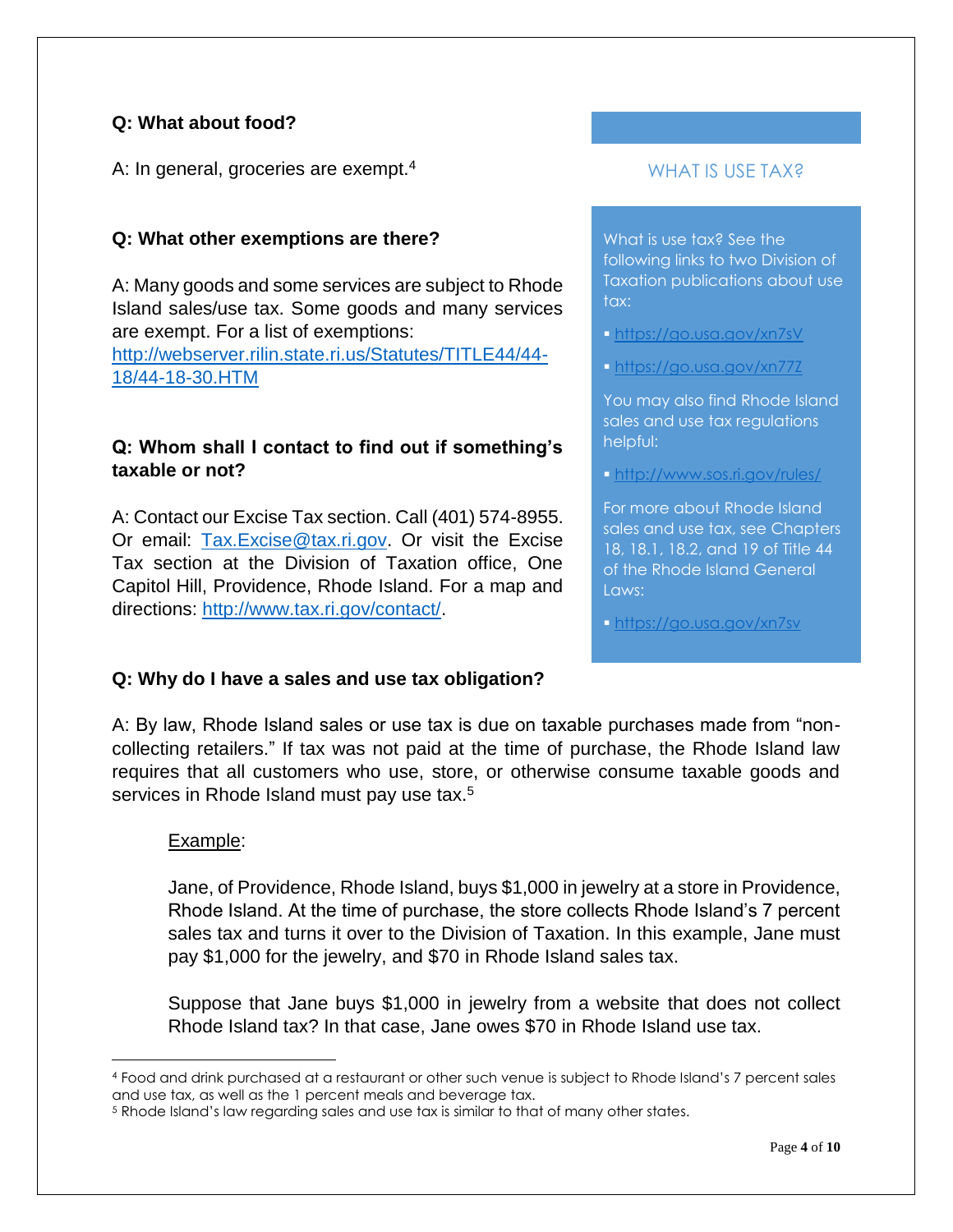**Q: What about food?**

A: In general, groceries are exempt.[4]

**Q: What other exemptions are there?**

A: Many goods and some services are subject to Rhode Island sales/use tax. Some goods and many services are exempt. For a list of exemptions: http://webserver.rilin.state.ri.us/Statutes/TITLE44/44-18/44-18-30.HTM

**Q: Whom shall I contact to find out if something's taxable or not?**

A: Contact our Excise Tax section. Call (401) 574-8955. Or email: Tax.Excise@tax.ri.gov. Or visit the Excise Tax section at the Division of Taxation office, One Capitol Hill, Providence, Rhode Island. For a map and directions: http://www.tax.ri.gov/contact/.

**Q: Why do I have a sales and use tax obligation?**

A: By law, Rhode Island sales or use tax is due on taxable purchases made from "non-collecting retailers." If tax was not paid at the time of purchase, the Rhode Island law requires that all customers who use, store, or otherwise consume taxable goods and services in Rhode Island must pay use tax.[5]

<u>Example</u>:

Jane, of Providence, Rhode Island, buys $1,000 in jewelry at a store in Providence, Rhode Island. At the time of purchase, the store collects Rhode Island's 7 percent sales tax and turns it over to the Division of Taxation. In this example, Jane must pay $1,000 for the jewelry, and $70 in Rhode Island sales tax.

Suppose that Jane buys $1,000 in jewelry from a website that does not collect Rhode Island tax? In that case, Jane owes $70 in Rhode Island use tax.

### WHAT IS USE TAX?

What is use tax? See the following links to two Division of Taxation publications about use tax:

- https://go.usa.gov/xn7sV
- https://go.usa.gov/xn77Z

You may also find Rhode Island sales and use tax regulations helpful:

- http://www.sos.ri.gov/rules/

For more about Rhode Island sales and use tax, see Chapters 18, 18.1, 18.2, and 19 of Title 44 of the Rhode Island General Laws:

- https://go.usa.gov/xn7sv

---

[4] Food and drink purchased at a restaurant or other such venue is subject to Rhode Island's 7 percent sales and use tax, as well as the 1 percent meals and beverage tax.

[5] Rhode Island's law regarding sales and use tax is similar to that of many other states.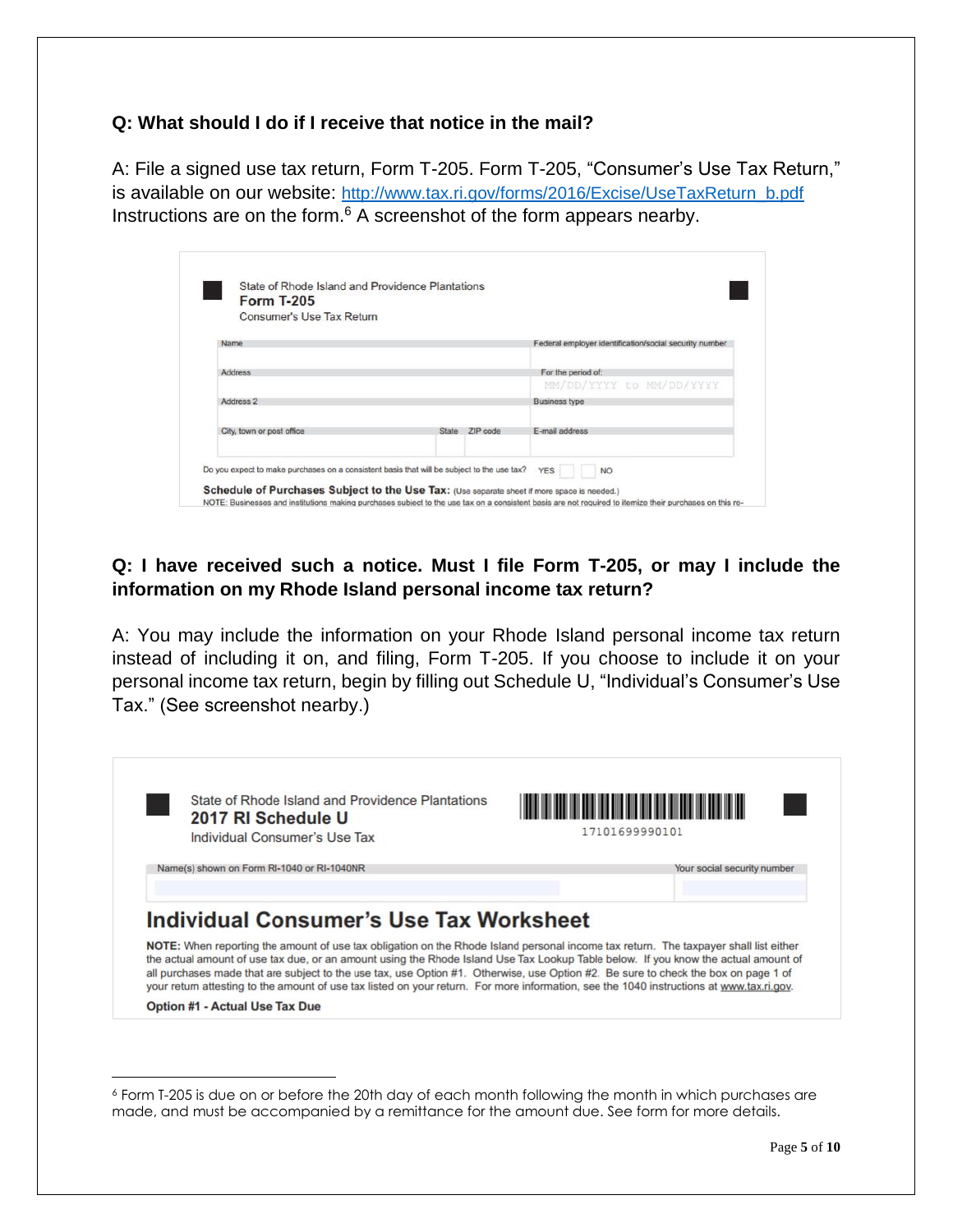**Q: What should I do if I receive that notice in the mail?**

A: File a signed use tax return, Form T-205. Form T-205, "Consumer's Use Tax Return," is available on our website: [http://www.tax.ri.gov/forms/2016/Excise/UseTaxReturn_b.pdf](http://www.tax.ri.gov/forms/2016/Excise/UseTaxReturn_b.pdf) Instructions are on the form.[6] A screenshot of the form appears nearby.

State of Rhode Island and Providence Plantations
**Form T-205**
Consumer's Use Tax Return

| Name | | | Federal employer identification/social security number |
|---|---|---|---|
| Address | | | For the period of: MM/DD/YYYY to MM/DD/YYYY |
| Address 2 | | | Business type |
| City, town or post office | State | ZIP code | E-mail address |

Do you expect to make purchases on a consistent basis that will be subject to the use tax? YES NO

**Schedule of Purchases Subject to the Use Tax:** (Use separate sheet if more space is needed.)
NOTE: Businesses and institutions making purchases subject to the use tax on a consistent basis are not required to itemize their purchases on this re-

**Q: I have received such a notice. Must I file Form T-205, or may I include the information on my Rhode Island personal income tax return?**

A: You may include the information on your Rhode Island personal income tax return instead of including it on, and filing, Form T-205. If you choose to include it on your personal income tax return, begin by filling out Schedule U, "Individual's Consumer's Use Tax." (See screenshot nearby.)

State of Rhode Island and Providence Plantations
**2017 RI Schedule U**
Individual Consumer's Use Tax

17101699990101

| Name(s) shown on Form RI-1040 or RI-1040NR | Your social security number |
|---|---|
| | |

## Individual Consumer's Use Tax Worksheet

**NOTE:** When reporting the amount of use tax obligation on the Rhode Island personal income tax return. The taxpayer shall list either the actual amount of use tax due, or an amount using the Rhode Island Use Tax Lookup Table below. If you know the actual amount of all purchases made that are subject to the use tax, use Option #1. Otherwise, use Option #2. Be sure to check the box on page 1 of your return attesting to the amount of use tax listed on your return. For more information, see the 1040 instructions at www.tax.ri.gov.

**Option #1 - Actual Use Tax Due**

[6] Form T-205 is due on or before the 20th day of each month following the month in which purchases are made, and must be accompanied by a remittance for the amount due. See form for more details.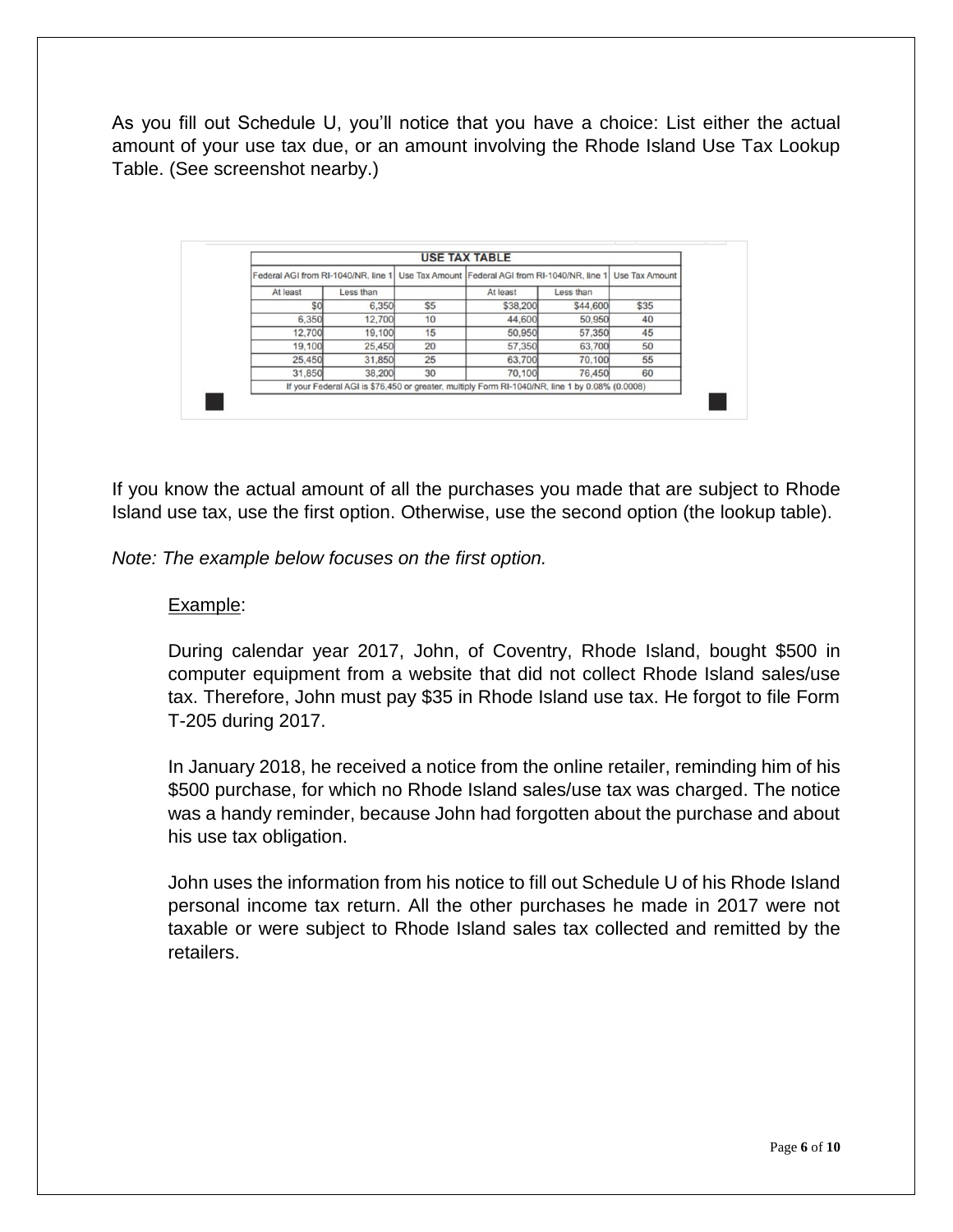As you fill out Schedule U, you'll notice that you have a choice: List either the actual amount of your use tax due, or an amount involving the Rhode Island Use Tax Lookup Table. (See screenshot nearby.)

| USE TAX TABLE | | | | | |
|---|---|---|---|---|---|
| Federal AGI from RI-1040/NR, line 1 | | Use Tax Amount | Federal AGI from RI-1040/NR, line 1 | | Use Tax Amount |
| At least | Less than | | At least | Less than | |
| $0 | 6,350 | $5 | $38,200 | $44,600 | $35 |
| 6,350 | 12,700 | 10 | 44,600 | 50,950 | 40 |
| 12,700 | 19,100 | 15 | 50,950 | 57,350 | 45 |
| 19,100 | 25,450 | 20 | 57,350 | 63,700 | 50 |
| 25,450 | 31,850 | 25 | 63,700 | 70,100 | 55 |
| 31,850 | 38,200 | 30 | 70,100 | 76,450 | 60 |
| If your Federal AGI is $76,450 or greater, multiply Form RI-1040/NR, line 1 by 0.08% (0.0008) | | | | | |

If you know the actual amount of all the purchases you made that are subject to Rhode Island use tax, use the first option. Otherwise, use the second option (the lookup table).

*Note: The example below focuses on the first option.*

<u>Example</u>:

During calendar year 2017, John, of Coventry, Rhode Island, bought $500 in computer equipment from a website that did not collect Rhode Island sales/use tax. Therefore, John must pay $35 in Rhode Island use tax. He forgot to file Form T-205 during 2017.

In January 2018, he received a notice from the online retailer, reminding him of his $500 purchase, for which no Rhode Island sales/use tax was charged. The notice was a handy reminder, because John had forgotten about the purchase and about his use tax obligation.

John uses the information from his notice to fill out Schedule U of his Rhode Island personal income tax return. All the other purchases he made in 2017 were not taxable or were subject to Rhode Island sales tax collected and remitted by the retailers.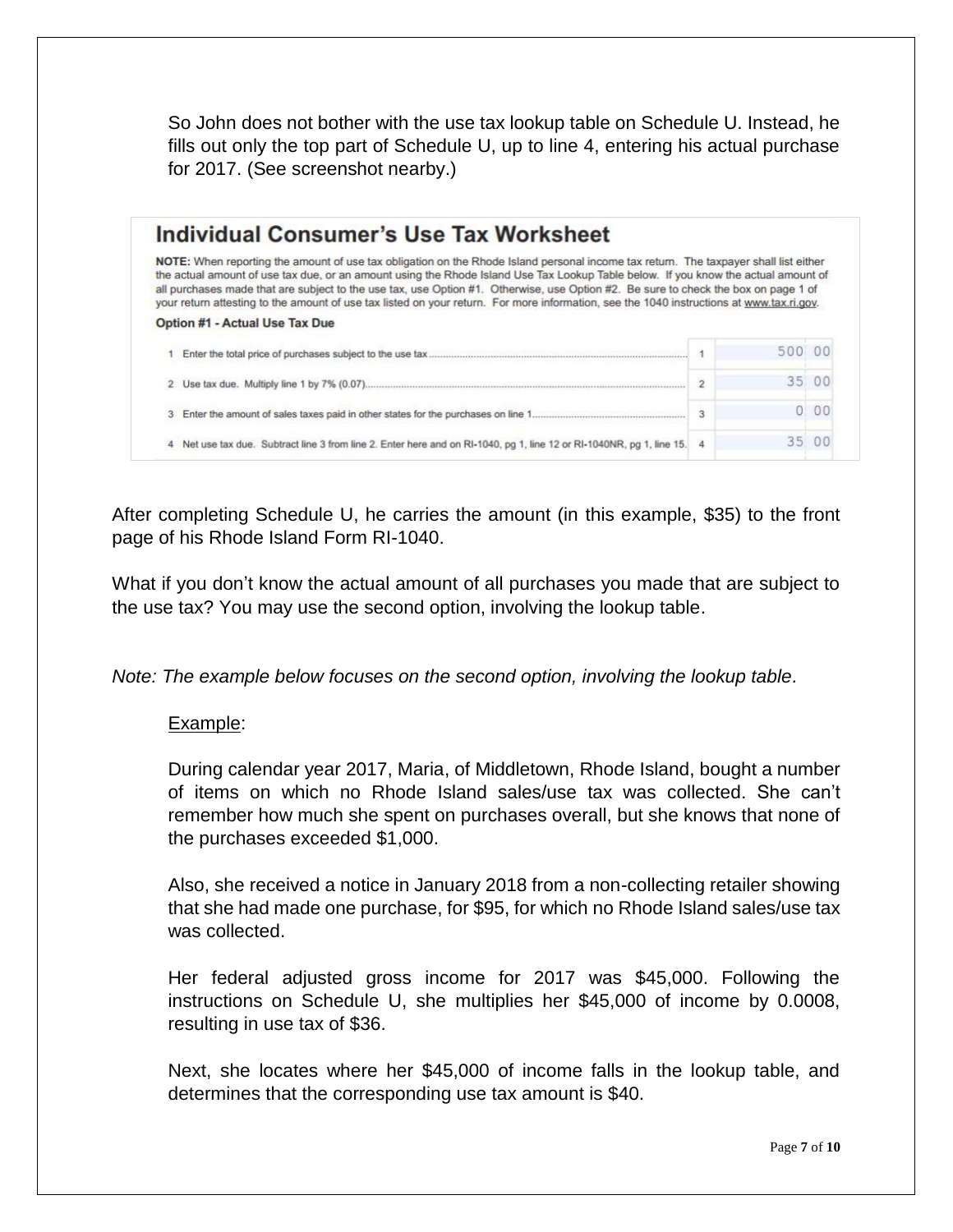So John does not bother with the use tax lookup table on Schedule U. Instead, he fills out only the top part of Schedule U, up to line 4, entering his actual purchase for 2017. (See screenshot nearby.)

## Individual Consumer's Use Tax Worksheet

**NOTE:** When reporting the amount of use tax obligation on the Rhode Island personal income tax return. The taxpayer shall list either the actual amount of use tax due, or an amount using the Rhode Island Use Tax Lookup Table below. If you know the actual amount of all purchases made that are subject to the use tax, use Option #1. Otherwise, use Option #2. Be sure to check the box on page 1 of your return attesting to the amount of use tax listed on your return. For more information, see the 1040 instructions at www.tax.ri.gov.

**Option #1 - Actual Use Tax Due**

| | Line | Amount |
|---|---|---|
| 1 Enter the total price of purchases subject to the use tax | 1 | 500 00 |
| 2 Use tax due. Multiply line 1 by 7% (0.07) | 2 | 35 00 |
| 3 Enter the amount of sales taxes paid in other states for the purchases on line 1 | 3 | 0 00 |
| 4 Net use tax due. Subtract line 3 from line 2. Enter here and on RI-1040, pg 1, line 12 or RI-1040NR, pg 1, line 15. | 4 | 35 00 |

After completing Schedule U, he carries the amount (in this example, $35) to the front page of his Rhode Island Form RI-1040.

What if you don't know the actual amount of all purchases you made that are subject to the use tax? You may use the second option, involving the lookup table.

*Note: The example below focuses on the second option, involving the lookup table.*

Example:

During calendar year 2017, Maria, of Middletown, Rhode Island, bought a number of items on which no Rhode Island sales/use tax was collected. She can't remember how much she spent on purchases overall, but she knows that none of the purchases exceeded $1,000.

Also, she received a notice in January 2018 from a non-collecting retailer showing that she had made one purchase, for $95, for which no Rhode Island sales/use tax was collected.

Her federal adjusted gross income for 2017 was $45,000. Following the instructions on Schedule U, she multiplies her $45,000 of income by 0.0008, resulting in use tax of $36.

Next, she locates where her $45,000 of income falls in the lookup table, and determines that the corresponding use tax amount is $40.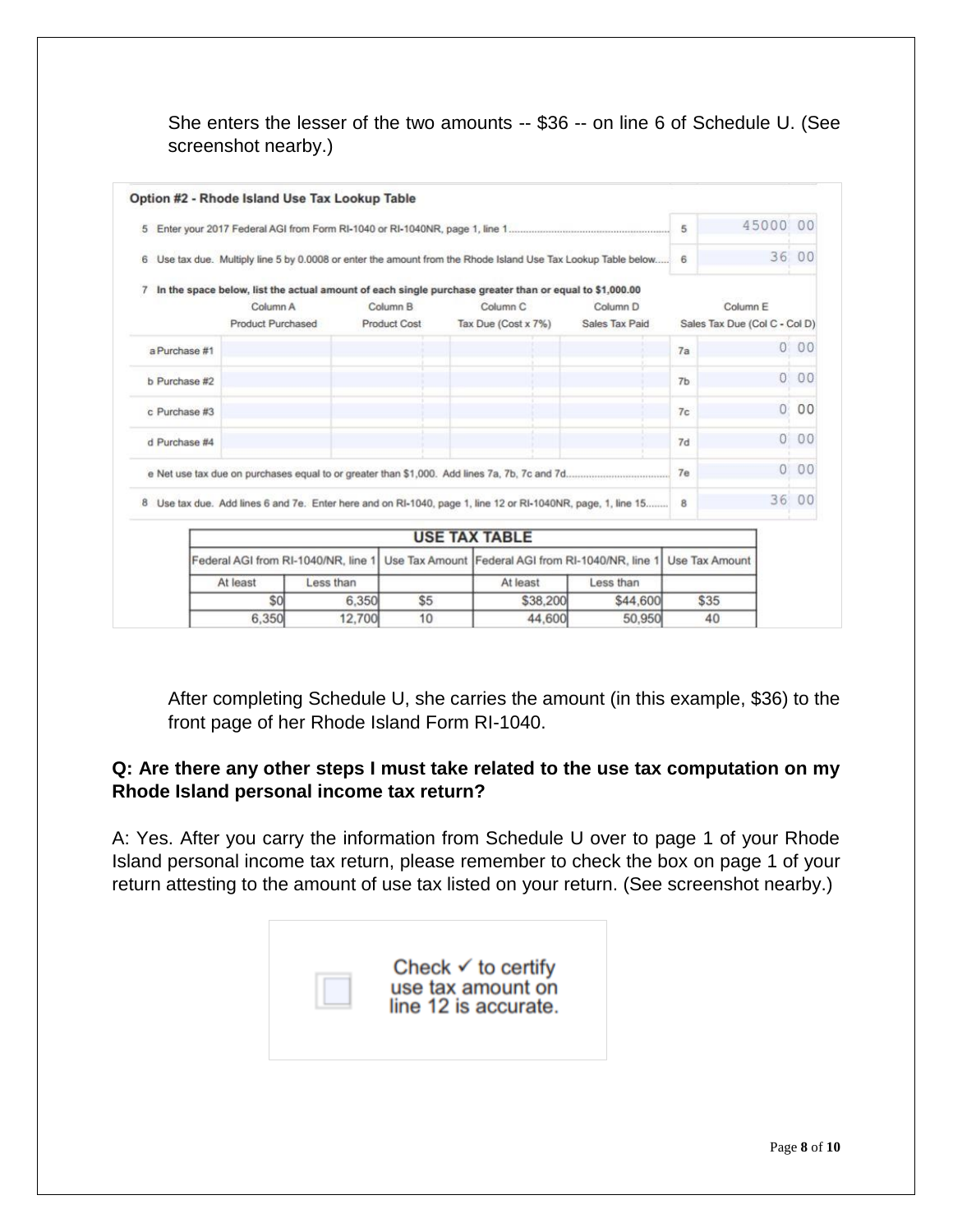She enters the lesser of the two amounts -- $36 -- on line 6 of Schedule U. (See screenshot nearby.)

**Option #2 - Rhode Island Use Tax Lookup Table**

5 Enter your 2017 Federal AGI from Form RI-1040 or RI-1040NR, page 1, line 1 ........ 5 | 45000 00

6 Use tax due. Multiply line 5 by 0.0008 or enter the amount from the Rhode Island Use Tax Lookup Table below..... 6 | 36 00

7 **In the space below, list the actual amount of each single purchase greater than or equal to $1,000.00**

| | Column A<br>Product Purchased | Column B<br>Product Cost | Column C<br>Tax Due (Cost x 7%) | Column D<br>Sales Tax Paid | | Column E<br>Sales Tax Due (Col C - Col D) |
|---|---|---|---|---|---|---|
| a Purchase #1 | | | | | 7a | 0 00 |
| b Purchase #2 | | | | | 7b | 0 00 |
| c Purchase #3 | | | | | 7c | 0 00 |
| d Purchase #4 | | | | | 7d | 0 00 |

e Net use tax due on purchases equal to or greater than $1,000. Add lines 7a, 7b, 7c and 7d........ 7e | 0 00

8 Use tax due. Add lines 6 and 7e. Enter here and on RI-1040, page 1, line 12 or RI-1040NR, page, 1, line 15........ 8 | 36 00

**USE TAX TABLE**

| Federal AGI from RI-1040/NR, line 1 | | Use Tax Amount | Federal AGI from RI-1040/NR, line 1 | | Use Tax Amount |
|---|---|---|---|---|---|
| At least | Less than | | At least | Less than | |
| $0 | 6,350 | $5 | $38,200 | $44,600 | $35 |
| 6,350 | 12,700 | 10 | 44,600 | 50,950 | 40 |

After completing Schedule U, she carries the amount (in this example, $36) to the front page of her Rhode Island Form RI-1040.

**Q: Are there any other steps I must take related to the use tax computation on my Rhode Island personal income tax return?**

A: Yes. After you carry the information from Schedule U over to page 1 of your Rhode Island personal income tax return, please remember to check the box on page 1 of your return attesting to the amount of use tax listed on your return. (See screenshot nearby.)

☐ Check ✓ to certify use tax amount on line 12 is accurate.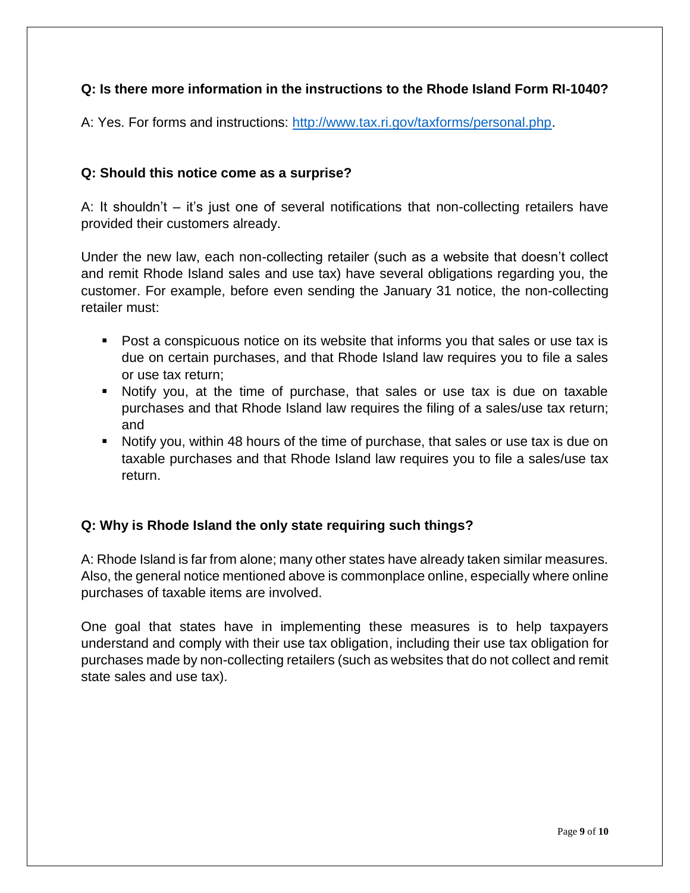**Q: Is there more information in the instructions to the Rhode Island Form RI-1040?**

A: Yes. For forms and instructions: [http://www.tax.ri.gov/taxforms/personal.php](http://www.tax.ri.gov/taxforms/personal.php).

**Q: Should this notice come as a surprise?**

A: It shouldn't – it's just one of several notifications that non-collecting retailers have provided their customers already.

Under the new law, each non-collecting retailer (such as a website that doesn't collect and remit Rhode Island sales and use tax) have several obligations regarding you, the customer. For example, before even sending the January 31 notice, the non-collecting retailer must:

- Post a conspicuous notice on its website that informs you that sales or use tax is due on certain purchases, and that Rhode Island law requires you to file a sales or use tax return;
- Notify you, at the time of purchase, that sales or use tax is due on taxable purchases and that Rhode Island law requires the filing of a sales/use tax return; and
- Notify you, within 48 hours of the time of purchase, that sales or use tax is due on taxable purchases and that Rhode Island law requires you to file a sales/use tax return.

**Q: Why is Rhode Island the only state requiring such things?**

A: Rhode Island is far from alone; many other states have already taken similar measures. Also, the general notice mentioned above is commonplace online, especially where online purchases of taxable items are involved.

One goal that states have in implementing these measures is to help taxpayers understand and comply with their use tax obligation, including their use tax obligation for purchases made by non-collecting retailers (such as websites that do not collect and remit state sales and use tax).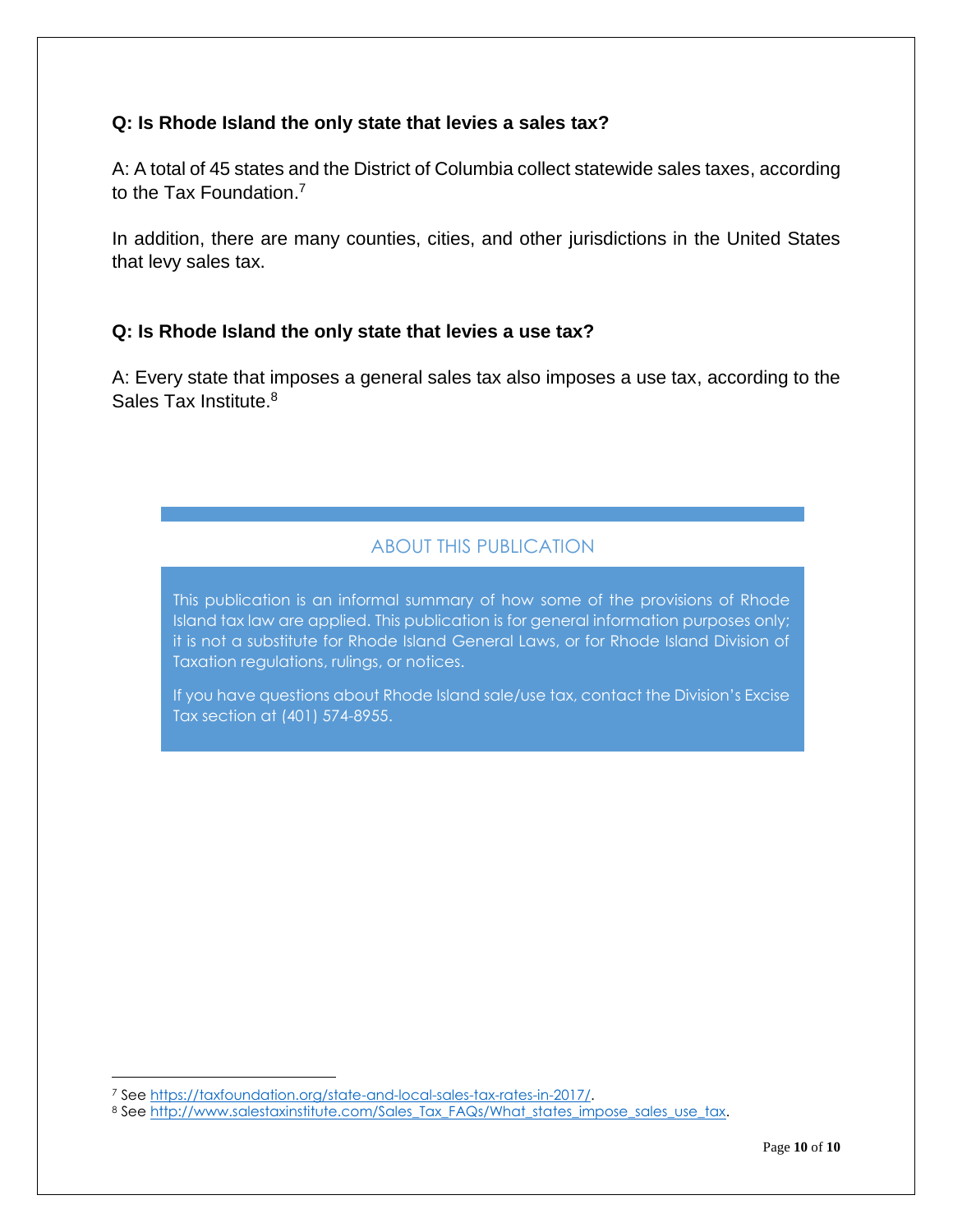**Q: Is Rhode Island the only state that levies a sales tax?**

A: A total of 45 states and the District of Columbia collect statewide sales taxes, according to the Tax Foundation.[7]

In addition, there are many counties, cities, and other jurisdictions in the United States that levy sales tax.

**Q: Is Rhode Island the only state that levies a use tax?**

A: Every state that imposes a general sales tax also imposes a use tax, according to the Sales Tax Institute.[8]

## ABOUT THIS PUBLICATION

This publication is an informal summary of how some of the provisions of Rhode Island tax law are applied. This publication is for general information purposes only; it is not a substitute for Rhode Island General Laws, or for Rhode Island Division of Taxation regulations, rulings, or notices.

If you have questions about Rhode Island sale/use tax, contact the Division's Excise Tax section at (401) 574-8955.

---

[7] See https://taxfoundation.org/state-and-local-sales-tax-rates-in-2017/.

[8] See http://www.salestaxinstitute.com/Sales_Tax_FAQs/What_states_impose_sales_use_tax.